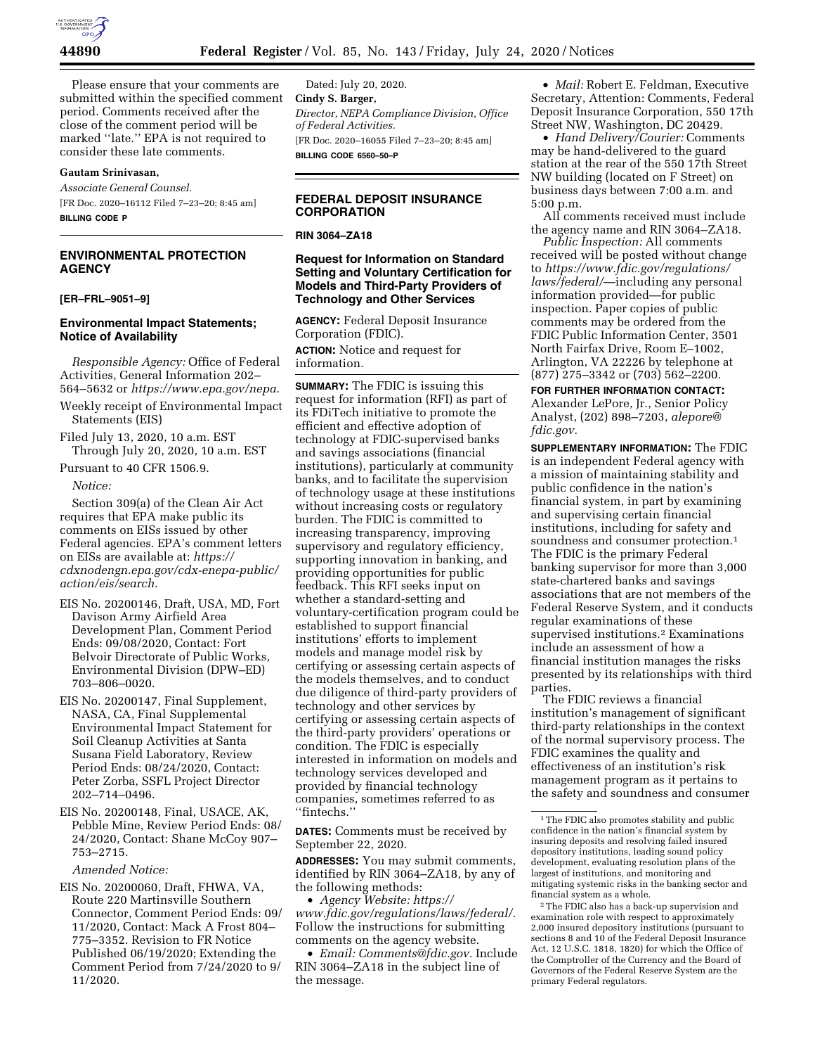Please ensure that your comments are submitted within the specified comment period. Comments received after the close of the comment period will be marked ''late.'' EPA is not required to consider these late comments.

**Gautam Srinivasan,**

*Associate General Counsel.*

[FR Doc. 2020–16112 Filed 7–23–20; 8:45 am]

**BILLING CODE P**

## ENVIRONMENTAL PROTECTION AGENCY

**[ER–FRL–9051–9]**

### Environmental Impact Statements; Notice of Availability

*Responsible Agency:* Office of Federal Activities, General Information 202–564–5632 or *https://www.epa.gov/nepa*.

Weekly receipt of Environmental Impact Statements (EIS)

Filed July 13, 2020, 10 a.m. EST Through July 20, 2020, 10 a.m. EST

Pursuant to 40 CFR 1506.9.

*Notice:*

Section 309(a) of the Clean Air Act requires that EPA make public its comments on EISs issued by other Federal agencies. EPA's comment letters on EISs are available at: *https://cdxnodengn.epa.gov/cdx-enepa-public/action/eis/search*.

EIS No. 20200146, Draft, USA, MD, Fort Davison Army Airfield Area Development Plan, Comment Period Ends: 09/08/2020, Contact: Fort Belvoir Directorate of Public Works, Environmental Division (DPW–ED) 703–806–0020.

EIS No. 20200147, Final Supplement, NASA, CA, Final Supplemental Environmental Impact Statement for Soil Cleanup Activities at Santa Susana Field Laboratory, Review Period Ends: 08/24/2020, Contact: Peter Zorba, SSFL Project Director 202–714–0496.

EIS No. 20200148, Final, USACE, AK, Pebble Mine, Review Period Ends: 08/24/2020, Contact: Shane McCoy 907–753–2715.

*Amended Notice:*

EIS No. 20200060, Draft, FHWA, VA, Route 220 Martinsville Southern Connector, Comment Period Ends: 09/11/2020, Contact: Mack A Frost 804–775–3352. Revision to FR Notice Published 06/19/2020; Extending the Comment Period from 7/24/2020 to 9/11/2020.

Dated: July 20, 2020.

**Cindy S. Barger,**

*Director, NEPA Compliance Division, Office of Federal Activities.*

[FR Doc. 2020–16055 Filed 7–23–20; 8:45 am]

**BILLING CODE 6560–50–P**

## FEDERAL DEPOSIT INSURANCE CORPORATION

**RIN 3064–ZA18**

### Request for Information on Standard Setting and Voluntary Certification for Models and Third-Party Providers of Technology and Other Services

**AGENCY:** Federal Deposit Insurance Corporation (FDIC).

**ACTION:** Notice and request for information.

**SUMMARY:** The FDIC is issuing this request for information (RFI) as part of its FDiTech initiative to promote the efficient and effective adoption of technology at FDIC-supervised banks and savings associations (financial institutions), particularly at community banks, and to facilitate the supervision of technology usage at these institutions without increasing costs or regulatory burden. The FDIC is committed to increasing transparency, improving supervisory and regulatory efficiency, supporting innovation in banking, and providing opportunities for public feedback. This RFI seeks input on whether a standard-setting and voluntary-certification program could be established to support financial institutions' efforts to implement models and manage model risk by certifying or assessing certain aspects of the models themselves, and to conduct due diligence of third-party providers of technology and other services by certifying or assessing certain aspects of the third-party providers' operations or condition. The FDIC is especially interested in information on models and technology services developed and provided by financial technology companies, sometimes referred to as ''fintechs.''

**DATES:** Comments must be received by September 22, 2020.

**ADDRESSES:** You may submit comments, identified by RIN 3064–ZA18, by any of the following methods:

- *Agency Website: https://www.fdic.gov/regulations/laws/federal/*. Follow the instructions for submitting comments on the agency website.
- *Email: Comments@fdic.gov*. Include RIN 3064–ZA18 in the subject line of the message.
- *Mail:* Robert E. Feldman, Executive Secretary, Attention: Comments, Federal Deposit Insurance Corporation, 550 17th Street NW, Washington, DC 20429.
- *Hand Delivery/Courier:* Comments may be hand-delivered to the guard station at the rear of the 550 17th Street NW building (located on F Street) on business days between 7:00 a.m. and 5:00 p.m.

All comments received must include the agency name and RIN 3064–ZA18.

*Public Inspection:* All comments received will be posted without change to *https://www.fdic.gov/regulations/laws/federal/*—including any personal information provided—for public inspection. Paper copies of public comments may be ordered from the FDIC Public Information Center, 3501 North Fairfax Drive, Room E–1002, Arlington, VA 22226 by telephone at (877) 275–3342 or (703) 562–2200.

**FOR FURTHER INFORMATION CONTACT:** Alexander LePore, Jr., Senior Policy Analyst, (202) 898–7203, *alepore@fdic.gov*.

**SUPPLEMENTARY INFORMATION:** The FDIC is an independent Federal agency with a mission of maintaining stability and public confidence in the nation's financial system, in part by examining and supervising certain financial institutions, including for safety and soundness and consumer protection.[1] The FDIC is the primary Federal banking supervisor for more than 3,000 state-chartered banks and savings associations that are not members of the Federal Reserve System, and it conducts regular examinations of these supervised institutions.[2] Examinations include an assessment of how a financial institution manages the risks presented by its relationships with third parties.

The FDIC reviews a financial institution's management of significant third-party relationships in the context of the normal supervisory process. The FDIC examines the quality and effectiveness of an institution's risk management program as it pertains to the safety and soundness and consumer

---

[1] The FDIC also promotes stability and public confidence in the nation's financial system by insuring deposits and resolving failed insured depository institutions, leading sound policy development, evaluating resolution plans of the largest of institutions, and monitoring and mitigating systemic risks in the banking sector and financial system as a whole.

[2] The FDIC also has a back-up supervision and examination role with respect to approximately 2,000 insured depository institutions (pursuant to sections 8 and 10 of the Federal Deposit Insurance Act, 12 U.S.C. 1818, 1820) for which the Office of the Comptroller of the Currency and the Board of Governors of the Federal Reserve System are the primary Federal regulators.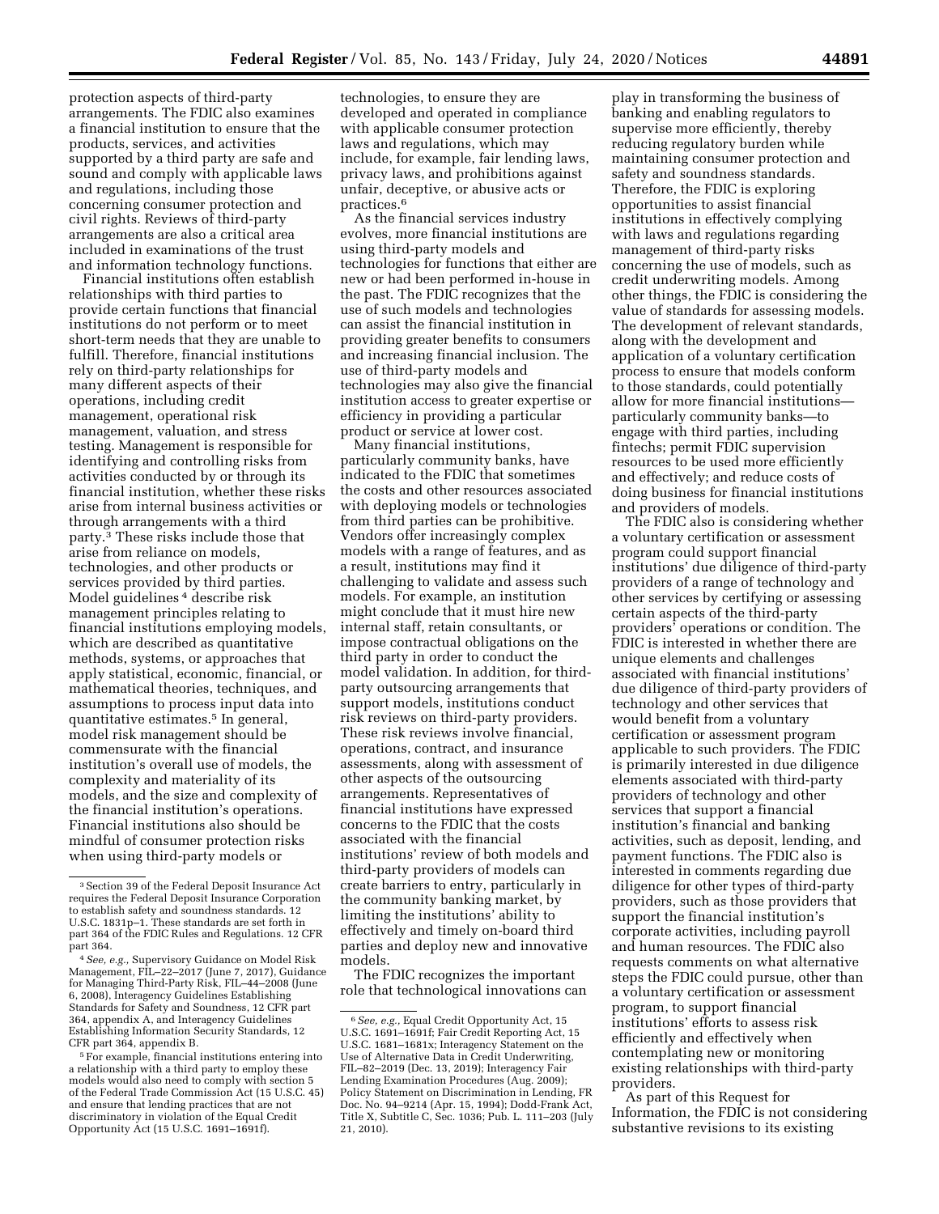protection aspects of third-party arrangements. The FDIC also examines a financial institution to ensure that the products, services, and activities supported by a third party are safe and sound and comply with applicable laws and regulations, including those concerning consumer protection and civil rights. Reviews of third-party arrangements are also a critical area included in examinations of the trust and information technology functions.

Financial institutions often establish relationships with third parties to provide certain functions that financial institutions do not perform or to meet short-term needs that they are unable to fulfill. Therefore, financial institutions rely on third-party relationships for many different aspects of their operations, including credit management, operational risk management, valuation, and stress testing. Management is responsible for identifying and controlling risks from activities conducted by or through its financial institution, whether these risks arise from internal business activities or through arrangements with a third party.[3] These risks include those that arise from reliance on models, technologies, and other products or services provided by third parties. Model guidelines[4] describe risk management principles relating to financial institutions employing models, which are described as quantitative methods, systems, or approaches that apply statistical, economic, financial, or mathematical theories, techniques, and assumptions to process input data into quantitative estimates.[5] In general, model risk management should be commensurate with the financial institution's overall use of models, the complexity and materiality of its models, and the size and complexity of the financial institution's operations. Financial institutions also should be mindful of consumer protection risks when using third-party models or technologies, to ensure they are developed and operated in compliance with applicable consumer protection laws and regulations, which may include, for example, fair lending laws, privacy laws, and prohibitions against unfair, deceptive, or abusive acts or practices.[6]

As the financial services industry evolves, more financial institutions are using third-party models and technologies for functions that either are new or had been performed in-house in the past. The FDIC recognizes that the use of such models and technologies can assist the financial institution in providing greater benefits to consumers and increasing financial inclusion. The use of third-party models and technologies may also give the financial institution access to greater expertise or efficiency in providing a particular product or service at lower cost.

Many financial institutions, particularly community banks, have indicated to the FDIC that sometimes the costs and other resources associated with deploying models or technologies from third parties can be prohibitive. Vendors offer increasingly complex models with a range of features, and as a result, institutions may find it challenging to validate and assess such models. For example, an institution might conclude that it must hire new internal staff, retain consultants, or impose contractual obligations on the third party in order to conduct the model validation. In addition, for third-party outsourcing arrangements that support models, institutions conduct risk reviews on third-party providers. These risk reviews involve financial, operations, contract, and insurance assessments, along with assessment of other aspects of the outsourcing arrangements. Representatives of financial institutions have expressed concerns to the FDIC that the costs associated with the financial institutions' review of both models and third-party providers of models can create barriers to entry, particularly in the community banking market, by limiting the institutions' ability to effectively and timely on-board third parties and deploy new and innovative models.

The FDIC recognizes the important role that technological innovations can play in transforming the business of banking and enabling regulators to supervise more efficiently, thereby reducing regulatory burden while maintaining consumer protection and safety and soundness standards. Therefore, the FDIC is exploring opportunities to assist financial institutions in effectively complying with laws and regulations regarding management of third-party risks concerning the use of models, such as credit underwriting models. Among other things, the FDIC is considering the value of standards for assessing models. The development of relevant standards, along with the development and application of a voluntary certification process to ensure that models conform to those standards, could potentially allow for more financial institutions—particularly community banks—to engage with third parties, including fintechs; permit FDIC supervision resources to be used more efficiently and effectively; and reduce costs of doing business for financial institutions and providers of models.

The FDIC also is considering whether a voluntary certification or assessment program could support financial institutions' due diligence of third-party providers of a range of technology and other services by certifying or assessing certain aspects of the third-party providers' operations or condition. The FDIC is interested in whether there are unique elements and challenges associated with financial institutions' due diligence of third-party providers of technology and other services that would benefit from a voluntary certification or assessment program applicable to such providers. The FDIC is primarily interested in due diligence elements associated with third-party providers of technology and other services that support a financial institution's financial and banking activities, such as deposit, lending, and payment functions. The FDIC also is interested in comments regarding due diligence for other types of third-party providers, such as those providers that support the financial institution's corporate activities, including payroll and human resources. The FDIC also requests comments on what alternative steps the FDIC could pursue, other than a voluntary certification or assessment program, to support financial institutions' efforts to assess risk efficiently and effectively when contemplating new or monitoring existing relationships with third-party providers.

As part of this Request for Information, the FDIC is not considering substantive revisions to its existing

---

[3] Section 39 of the Federal Deposit Insurance Act requires the Federal Deposit Insurance Corporation to establish safety and soundness standards. 12 U.S.C. 1831p–1. These standards are set forth in part 364 of the FDIC Rules and Regulations. 12 CFR part 364.

[4] *See, e.g.,* Supervisory Guidance on Model Risk Management, FIL–22–2017 (June 7, 2017), Guidance for Managing Third-Party Risk, FIL–44–2008 (June 6, 2008), Interagency Guidelines Establishing Standards for Safety and Soundness, 12 CFR part 364, appendix A, and Interagency Guidelines Establishing Information Security Standards, 12 CFR part 364, appendix B.

[5] For example, financial institutions entering into a relationship with a third party to employ these models would also need to comply with section 5 of the Federal Trade Commission Act (15 U.S.C. 45) and ensure that lending practices that are not discriminatory in violation of the Equal Credit Opportunity Act (15 U.S.C. 1691–1691f).

[6] *See, e.g.,* Equal Credit Opportunity Act, 15 U.S.C. 1691–1691f; Fair Credit Reporting Act, 15 U.S.C. 1681–1681x; Interagency Statement on the Use of Alternative Data in Credit Underwriting, FIL–82–2019 (Dec. 13, 2019); Interagency Fair Lending Examination Procedures (Aug. 2009); Policy Statement on Discrimination in Lending, FR Doc. No. 94–9214 (Apr. 15, 1994); Dodd-Frank Act, Title X, Subtitle C, Sec. 1036; Pub. L. 111–203 (July 21, 2010).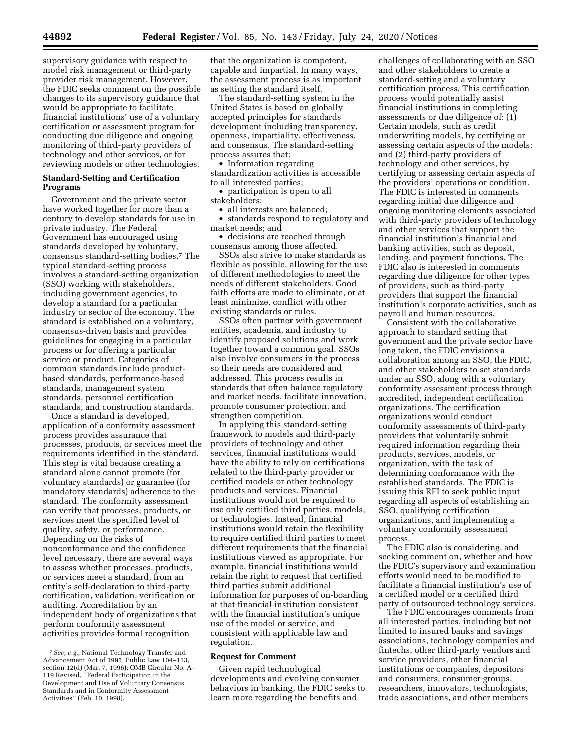supervisory guidance with respect to model risk management or third-party provider risk management. However, the FDIC seeks comment on the possible changes to its supervisory guidance that would be appropriate to facilitate financial institutions' use of a voluntary certification or assessment program for conducting due diligence and ongoing monitoring of third-party providers of technology and other services, or for reviewing models or other technologies.

**Standard-Setting and Certification Programs**

Government and the private sector have worked together for more than a century to develop standards for use in private industry. The Federal Government has encouraged using standards developed by voluntary, consensus standard-setting bodies.[7] The typical standard-setting process involves a standard-setting organization (SSO) working with stakeholders, including government agencies, to develop a standard for a particular industry or sector of the economy. The standard is established on a voluntary, consensus-driven basis and provides guidelines for engaging in a particular process or for offering a particular service or product. Categories of common standards include product-based standards, performance-based standards, management system standards, personnel certification standards, and construction standards.

Once a standard is developed, application of a conformity assessment process provides assurance that processes, products, or services meet the requirements identified in the standard. This step is vital because creating a standard alone cannot promote (for voluntary standards) or guarantee (for mandatory standards) adherence to the standard. The conformity assessment can verify that processes, products, or services meet the specified level of quality, safety, or performance. Depending on the risks of nonconformance and the confidence level necessary, there are several ways to assess whether processes, products, or services meet a standard, from an entity's self-declaration to third-party certification, validation, verification or auditing. Accreditation by an independent body of organizations that perform conformity assessment activities provides formal recognition that the organization is competent, capable and impartial. In many ways, the assessment process is as important as setting the standard itself.

The standard-setting system in the United States is based on globally accepted principles for standards development including transparency, openness, impartiality, effectiveness, and consensus. The standard-setting process assures that:

- Information regarding standardization activities is accessible to all interested parties;
- participation is open to all stakeholders;
- all interests are balanced;
- standards respond to regulatory and market needs; and
- decisions are reached through consensus among those affected.

SSOs also strive to make standards as flexible as possible, allowing for the use of different methodologies to meet the needs of different stakeholders. Good faith efforts are made to eliminate, or at least minimize, conflict with other existing standards or rules.

SSOs often partner with government entities, academia, and industry to identify proposed solutions and work together toward a common goal. SSOs also involve consumers in the process so their needs are considered and addressed. This process results in standards that often balance regulatory and market needs, facilitate innovation, promote consumer protection, and strengthen competition.

In applying this standard-setting framework to models and third-party providers of technology and other services, financial institutions would have the ability to rely on certifications related to the third-party provider or certified models or other technology products and services. Financial institutions would not be required to use only certified third parties, models, or technologies. Instead, financial institutions would retain the flexibility to require certified third parties to meet different requirements that the financial institutions viewed as appropriate. For example, financial institutions would retain the right to request that certified third parties submit additional information for purposes of on-boarding at that financial institution consistent with the financial institution's unique use of the model or service, and consistent with applicable law and regulation.

**Request for Comment**

Given rapid technological developments and evolving consumer behaviors in banking, the FDIC seeks to learn more regarding the benefits and challenges of collaborating with an SSO and other stakeholders to create a standard-setting and a voluntary certification process. This certification process would potentially assist financial institutions in completing assessments or due diligence of: (1) Certain models, such as credit underwriting models, by certifying or assessing certain aspects of the models; and (2) third-party providers of technology and other services, by certifying or assessing certain aspects of the providers' operations or condition. The FDIC is interested in comments regarding initial due diligence and ongoing monitoring elements associated with third-party providers of technology and other services that support the financial institution's financial and banking activities, such as deposit, lending, and payment functions. The FDIC also is interested in comments regarding due diligence for other types of providers, such as third-party providers that support the financial institution's corporate activities, such as payroll and human resources.

Consistent with the collaborative approach to standard setting that government and the private sector have long taken, the FDIC envisions a collaboration among an SSO, the FDIC, and other stakeholders to set standards under an SSO, along with a voluntary conformity assessment process through accredited, independent certification organizations. The certification organizations would conduct conformity assessments of third-party providers that voluntarily submit required information regarding their products, services, models, or organization, with the task of determining conformance with the established standards. The FDIC is issuing this RFI to seek public input regarding all aspects of establishing an SSO, qualifying certification organizations, and implementing a voluntary conformity assessment process.

The FDIC also is considering, and seeking comment on, whether and how the FDIC's supervisory and examination efforts would need to be modified to facilitate a financial institution's use of a certified model or a certified third party of outsourced technology services.

The FDIC encourages comments from all interested parties, including but not limited to insured banks and savings associations, technology companies and fintechs, other third-party vendors and service providers, other financial institutions or companies, depositors and consumers, consumer groups, researchers, innovators, technologists, trade associations, and other members

---

[7] *See, e.g.,* National Technology Transfer and Advancement Act of 1995, Public Law 104–113, section 12(d) (Mar. 7, 1996); OMB Circular No. A–119 Revised, "Federal Participation in the Development and Use of Voluntary Consensus Standards and in Conformity Assessment Activities" (Feb. 10, 1998).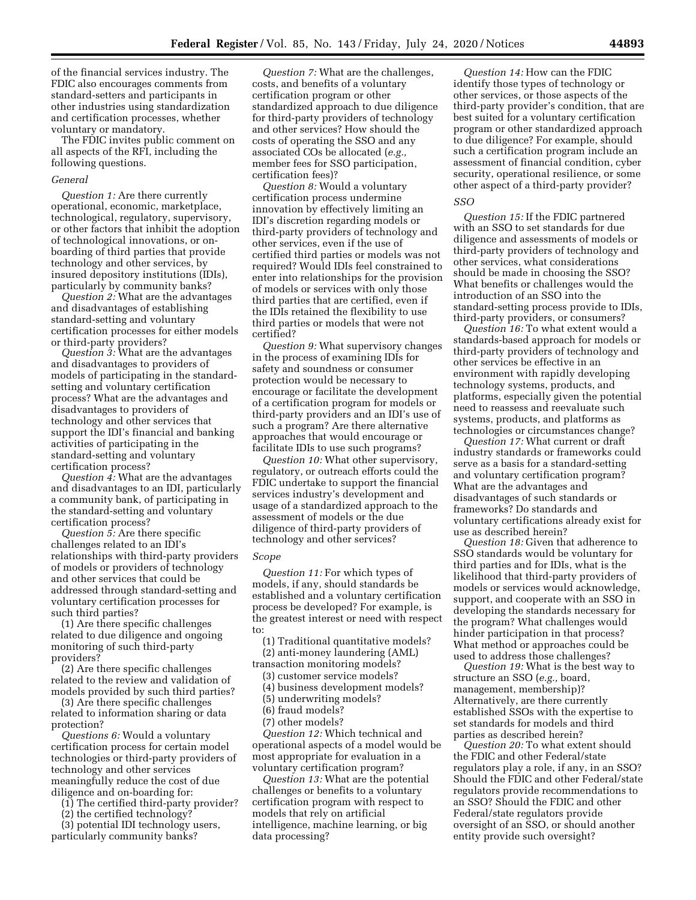of the financial services industry. The FDIC also encourages comments from standard-setters and participants in other industries using standardization and certification processes, whether voluntary or mandatory.

The FDIC invites public comment on all aspects of the RFI, including the following questions.

### *General*

*Question 1:* Are there currently operational, economic, marketplace, technological, regulatory, supervisory, or other factors that inhibit the adoption of technological innovations, or on-boarding of third parties that provide technology and other services, by insured depository institutions (IDIs), particularly by community banks?

*Question 2:* What are the advantages and disadvantages of establishing standard-setting and voluntary certification processes for either models or third-party providers?

*Question 3:* What are the advantages and disadvantages to providers of models of participating in the standard-setting and voluntary certification process? What are the advantages and disadvantages to providers of technology and other services that support the IDI's financial and banking activities of participating in the standard-setting and voluntary certification process?

*Question 4:* What are the advantages and disadvantages to an IDI, particularly a community bank, of participating in the standard-setting and voluntary certification process?

*Question 5:* Are there specific challenges related to an IDI's relationships with third-party providers of models or providers of technology and other services that could be addressed through standard-setting and voluntary certification processes for such third parties?

(1) Are there specific challenges related to due diligence and ongoing monitoring of such third-party providers?

(2) Are there specific challenges related to the review and validation of models provided by such third parties?

(3) Are there specific challenges related to information sharing or data protection?

*Questions 6:* Would a voluntary certification process for certain model technologies or third-party providers of technology and other services meaningfully reduce the cost of due diligence and on-boarding for:

(1) The certified third-party provider?

(2) the certified technology?

(3) potential IDI technology users, particularly community banks?

*Question 7:* What are the challenges, costs, and benefits of a voluntary certification program or other standardized approach to due diligence for third-party providers of technology and other services? How should the costs of operating the SSO and any associated COs be allocated (*e.g.,* member fees for SSO participation, certification fees)?

*Question 8:* Would a voluntary certification process undermine innovation by effectively limiting an IDI's discretion regarding models or third-party providers of technology and other services, even if the use of certified third parties or models was not required? Would IDIs feel constrained to enter into relationships for the provision of models or services with only those third parties that are certified, even if the IDIs retained the flexibility to use third parties or models that were not certified?

*Question 9:* What supervisory changes in the process of examining IDIs for safety and soundness or consumer protection would be necessary to encourage or facilitate the development of a certification program for models or third-party providers and an IDI's use of such a program? Are there alternative approaches that would encourage or facilitate IDIs to use such programs?

*Question 10:* What other supervisory, regulatory, or outreach efforts could the FDIC undertake to support the financial services industry's development and usage of a standardized approach to the assessment of models or the due diligence of third-party providers of technology and other services?

### *Scope*

*Question 11:* For which types of models, if any, should standards be established and a voluntary certification process be developed? For example, is the greatest interest or need with respect to:

(1) Traditional quantitative models?

(2) anti-money laundering (AML) transaction monitoring models?

(3) customer service models?

(4) business development models?

(5) underwriting models?

(6) fraud models?

(7) other models?

*Question 12:* Which technical and operational aspects of a model would be most appropriate for evaluation in a voluntary certification program?

*Question 13:* What are the potential challenges or benefits to a voluntary certification program with respect to models that rely on artificial intelligence, machine learning, or big data processing?

*Question 14:* How can the FDIC identify those types of technology or other services, or those aspects of the third-party provider's condition, that are best suited for a voluntary certification program or other standardized approach to due diligence? For example, should such a certification program include an assessment of financial condition, cyber security, operational resilience, or some other aspect of a third-party provider?

### *SSO*

*Question 15:* If the FDIC partnered with an SSO to set standards for due diligence and assessments of models or third-party providers of technology and other services, what considerations should be made in choosing the SSO? What benefits or challenges would the introduction of an SSO into the standard-setting process provide to IDIs, third-party providers, or consumers?

*Question 16:* To what extent would a standards-based approach for models or third-party providers of technology and other services be effective in an environment with rapidly developing technology systems, products, and platforms, especially given the potential need to reassess and reevaluate such systems, products, and platforms as technologies or circumstances change?

*Question 17:* What current or draft industry standards or frameworks could serve as a basis for a standard-setting and voluntary certification program? What are the advantages and disadvantages of such standards or frameworks? Do standards and voluntary certifications already exist for use as described herein?

*Question 18:* Given that adherence to SSO standards would be voluntary for third parties and for IDIs, what is the likelihood that third-party providers of models or services would acknowledge, support, and cooperate with an SSO in developing the standards necessary for the program? What challenges would hinder participation in that process? What method or approaches could be used to address those challenges?

*Question 19:* What is the best way to structure an SSO (*e.g.,* board, management, membership)? Alternatively, are there currently established SSOs with the expertise to set standards for models and third parties as described herein?

*Question 20:* To what extent should the FDIC and other Federal/state regulators play a role, if any, in an SSO? Should the FDIC and other Federal/state regulators provide recommendations to an SSO? Should the FDIC and other Federal/state regulators provide oversight of an SSO, or should another entity provide such oversight?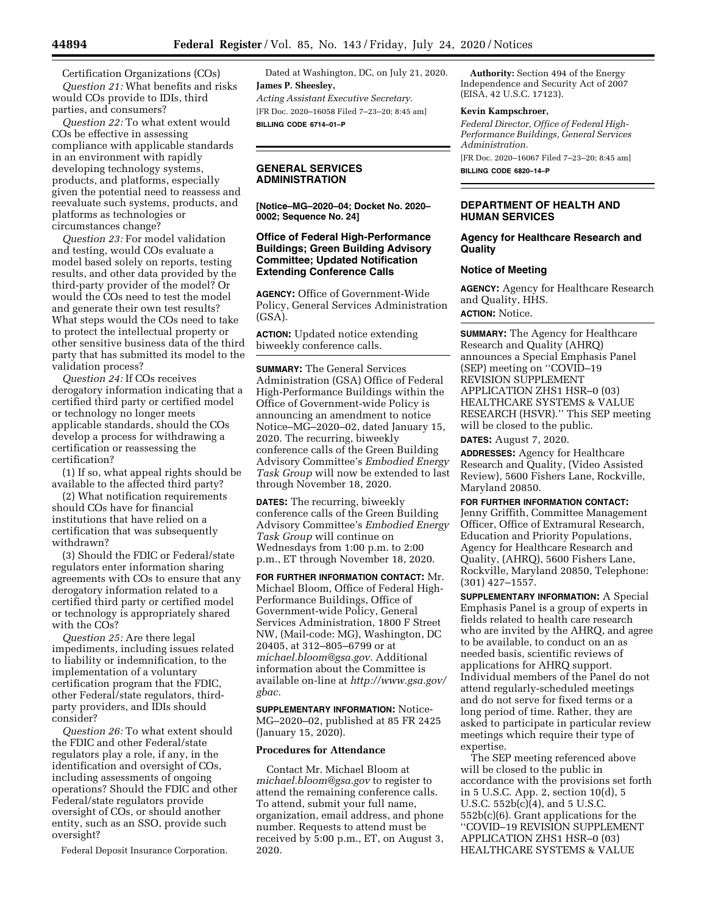Certification Organizations (COs)

*Question 21:* What benefits and risks would COs provide to IDIs, third parties, and consumers?

*Question 22:* To what extent would COs be effective in assessing compliance with applicable standards in an environment with rapidly developing technology systems, products, and platforms, especially given the potential need to reassess and reevaluate such systems, products, and platforms as technologies or circumstances change?

*Question 23:* For model validation and testing, would COs evaluate a model based solely on reports, testing results, and other data provided by the third-party provider of the model? Or would the COs need to test the model and generate their own test results? What steps would the COs need to take to protect the intellectual property or other sensitive business data of the third party that has submitted its model to the validation process?

*Question 24:* If COs receives derogatory information indicating that a certified third party or certified model or technology no longer meets applicable standards, should the COs develop a process for withdrawing a certification or reassessing the certification?

(1) If so, what appeal rights should be available to the affected third party?

(2) What notification requirements should COs have for financial institutions that have relied on a certification that was subsequently withdrawn?

(3) Should the FDIC or Federal/state regulators enter information sharing agreements with COs to ensure that any derogatory information related to a certified third party or certified model or technology is appropriately shared with the COs?

*Question 25:* Are there legal impediments, including issues related to liability or indemnification, to the implementation of a voluntary certification program that the FDIC, other Federal/state regulators, third-party providers, and IDIs should consider?

*Question 26:* To what extent should the FDIC and other Federal/state regulators play a role, if any, in the identification and oversight of COs, including assessments of ongoing operations? Should the FDIC and other Federal/state regulators provide oversight of COs, or should another entity, such as an SSO, provide such oversight?

Federal Deposit Insurance Corporation.

Dated at Washington, DC, on July 21, 2020.

**James P. Sheesley,**

*Acting Assistant Executive Secretary.*

[FR Doc. 2020–16058 Filed 7–23–20; 8:45 am]

**BILLING CODE 6714–01–P**

## GENERAL SERVICES ADMINISTRATION

**[Notice–MG–2020–04; Docket No. 2020–0002; Sequence No. 24]**

### Office of Federal High-Performance Buildings; Green Building Advisory Committee; Updated Notification Extending Conference Calls

**AGENCY:** Office of Government-Wide Policy, General Services Administration (GSA).

**ACTION:** Updated notice extending biweekly conference calls.

**SUMMARY:** The General Services Administration (GSA) Office of Federal High-Performance Buildings within the Office of Government-wide Policy is announcing an amendment to notice Notice–MG–2020–02, dated January 15, 2020. The recurring, biweekly conference calls of the Green Building Advisory Committee's *Embodied Energy Task Group* will now be extended to last through November 18, 2020.

**DATES:** The recurring, biweekly conference calls of the Green Building Advisory Committee's *Embodied Energy Task Group* will continue on Wednesdays from 1:00 p.m. to 2:00 p.m., ET through November 18, 2020.

**FOR FURTHER INFORMATION CONTACT:** Mr. Michael Bloom, Office of Federal High-Performance Buildings, Office of Government-wide Policy, General Services Administration, 1800 F Street NW, (Mail-code: MG), Washington, DC 20405, at 312–805–6799 or at *michael.bloom@gsa.gov.* Additional information about the Committee is available on-line at *http://www.gsa.gov/gbac.*

**SUPPLEMENTARY INFORMATION:** Notice-MG–2020–02, published at 85 FR 2425 (January 15, 2020).

#### Procedures for Attendance

Contact Mr. Michael Bloom at *michael.bloom@gsa.gov* to register to attend the remaining conference calls. To attend, submit your full name, organization, email address, and phone number. Requests to attend must be received by 5:00 p.m., ET, on August 3, 2020.

**Authority:** Section 494 of the Energy Independence and Security Act of 2007 (EISA, 42 U.S.C. 17123).

**Kevin Kampschroer,**

*Federal Director, Office of Federal High-Performance Buildings, General Services Administration.*

[FR Doc. 2020–16067 Filed 7–23–20; 8:45 am]

**BILLING CODE 6820–14–P**

## DEPARTMENT OF HEALTH AND HUMAN SERVICES

### Agency for Healthcare Research and Quality

### Notice of Meeting

**AGENCY:** Agency for Healthcare Research and Quality, HHS.

**ACTION:** Notice.

**SUMMARY:** The Agency for Healthcare Research and Quality (AHRQ) announces a Special Emphasis Panel (SEP) meeting on ''COVID–19 REVISION SUPPLEMENT APPLICATION ZHS1 HSR–0 (03) HEALTHCARE SYSTEMS & VALUE RESEARCH (HSVR).'' This SEP meeting will be closed to the public.

**DATES:** August 7, 2020.

**ADDRESSES:** Agency for Healthcare Research and Quality, (Video Assisted Review), 5600 Fishers Lane, Rockville, Maryland 20850.

**FOR FURTHER INFORMATION CONTACT:** Jenny Griffith, Committee Management Officer, Office of Extramural Research, Education and Priority Populations, Agency for Healthcare Research and Quality, (AHRQ), 5600 Fishers Lane, Rockville, Maryland 20850, Telephone: (301) 427–1557.

**SUPPLEMENTARY INFORMATION:** A Special Emphasis Panel is a group of experts in fields related to health care research who are invited by the AHRQ, and agree to be available, to conduct on an as needed basis, scientific reviews of applications for AHRQ support. Individual members of the Panel do not attend regularly-scheduled meetings and do not serve for fixed terms or a long period of time. Rather, they are asked to participate in particular review meetings which require their type of expertise.

The SEP meeting referenced above will be closed to the public in accordance with the provisions set forth in 5 U.S.C. App. 2, section 10(d), 5 U.S.C. 552b(c)(4), and 5 U.S.C. 552b(c)(6). Grant applications for the ''COVID–19 REVISION SUPPLEMENT APPLICATION ZHS1 HSR–0 (03) HEALTHCARE SYSTEMS & VALUE